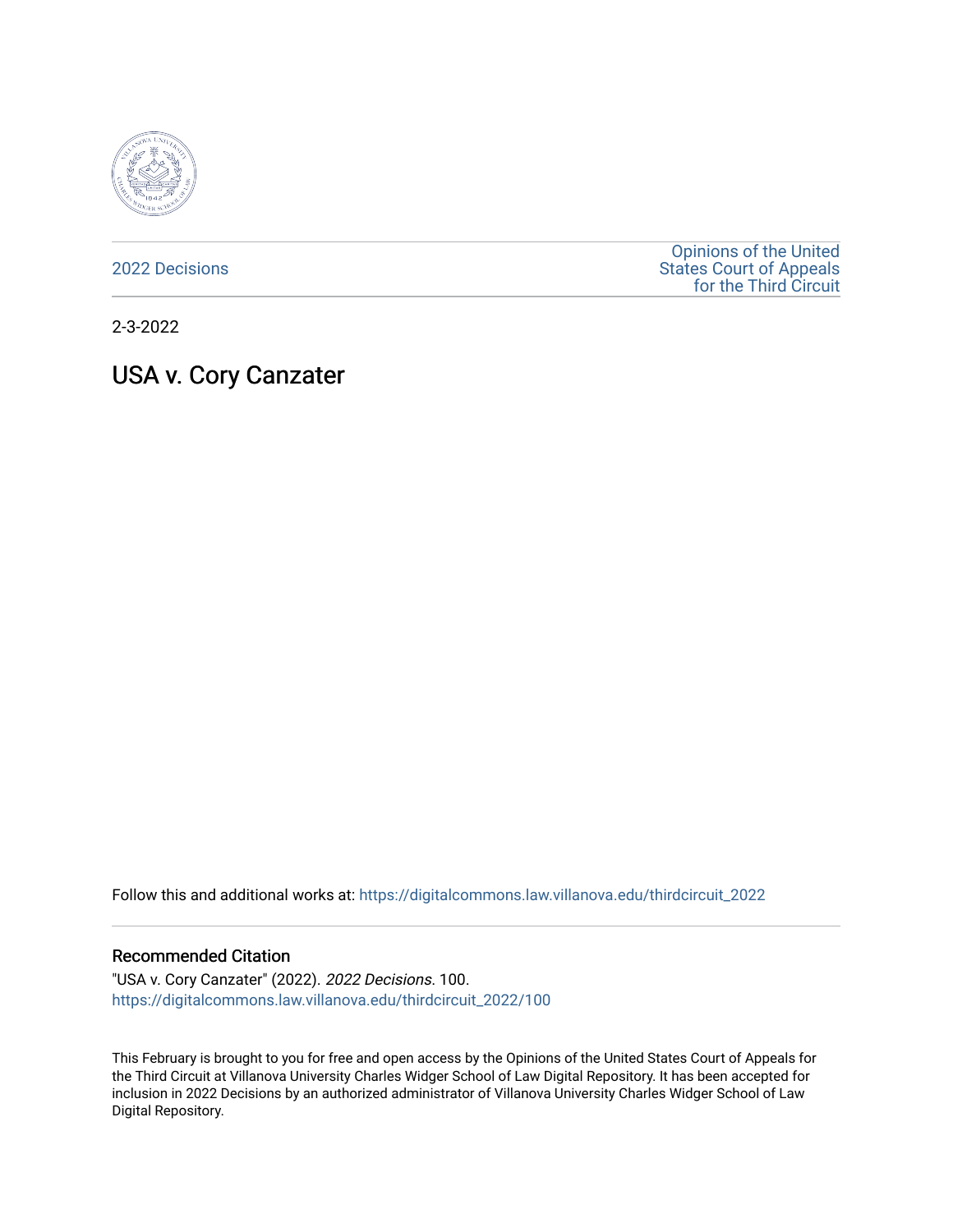2022 Decisions

Opinions of the United States Court of Appeals for the Third Circuit

2-3-2022

# USA v. Cory Canzater

Follow this and additional works at: https://digitalcommons.law.villanova.edu/thirdcircuit_2022

### Recommended Citation

"USA v. Cory Canzater" (2022). *2022 Decisions*. 100.
https://digitalcommons.law.villanova.edu/thirdcircuit_2022/100

This February is brought to you for free and open access by the Opinions of the United States Court of Appeals for the Third Circuit at Villanova University Charles Widger School of Law Digital Repository. It has been accepted for inclusion in 2022 Decisions by an authorized administrator of Villanova University Charles Widger School of Law Digital Repository.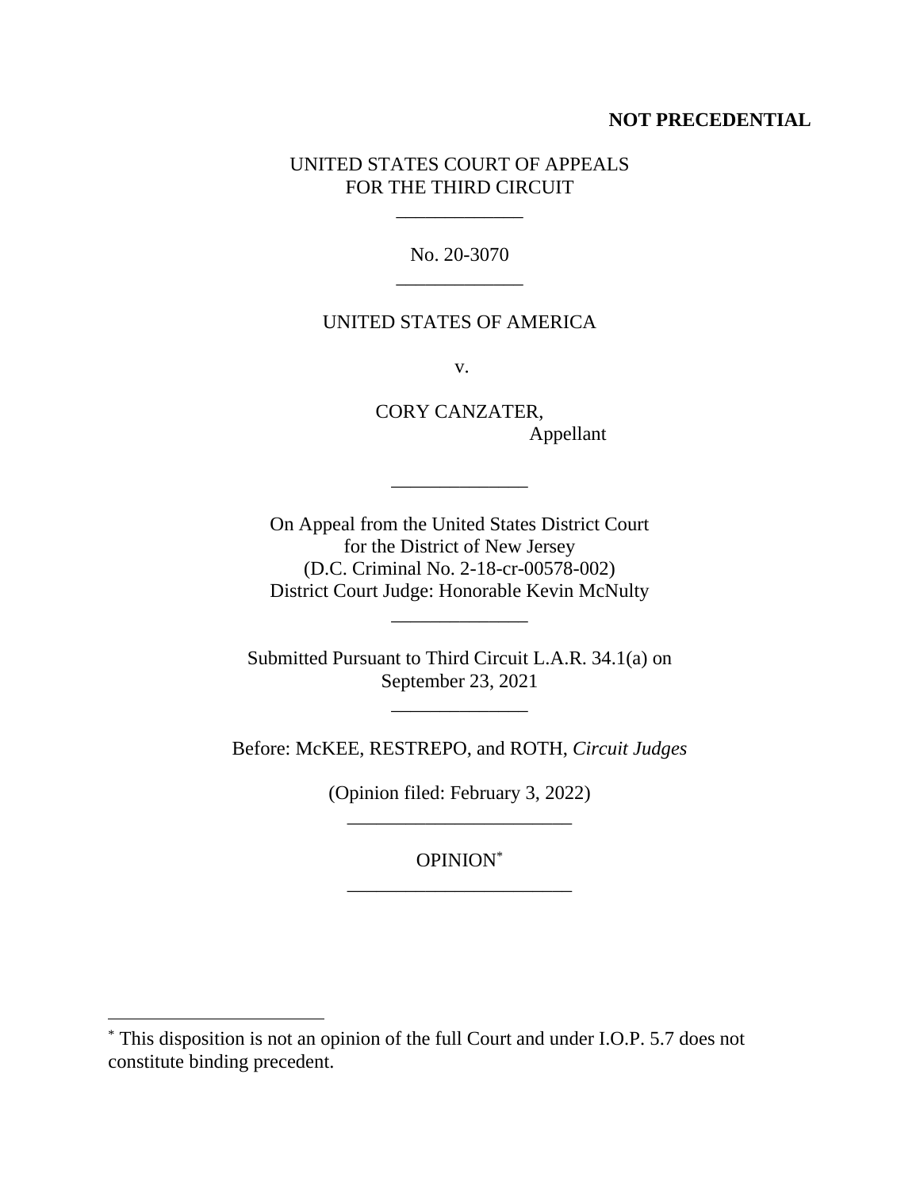**NOT PRECEDENTIAL**

UNITED STATES COURT OF APPEALS
FOR THE THIRD CIRCUIT

\_\_\_\_\_\_\_\_\_\_\_\_\_

No. 20-3070

\_\_\_\_\_\_\_\_\_\_\_\_\_

UNITED STATES OF AMERICA

v.

CORY CANZATER,
Appellant

\_\_\_\_\_\_\_\_\_\_\_\_\_\_

On Appeal from the United States District Court
for the District of New Jersey
(D.C. Criminal No. 2-18-cr-00578-002)
District Court Judge: Honorable Kevin McNulty

\_\_\_\_\_\_\_\_\_\_\_\_\_\_

Submitted Pursuant to Third Circuit L.A.R. 34.1(a) on
September 23, 2021

\_\_\_\_\_\_\_\_\_\_\_\_\_\_

Before: McKEE, RESTREPO, and ROTH, *Circuit Judges*

(Opinion filed: February 3, 2022)

\_\_\_\_\_\_\_\_\_\_\_\_\_\_\_\_\_\_\_\_\_\_\_

OPINION*

\_\_\_\_\_\_\_\_\_\_\_\_\_\_\_\_\_\_\_\_\_\_\_

* This disposition is not an opinion of the full Court and under I.O.P. 5.7 does not constitute binding precedent.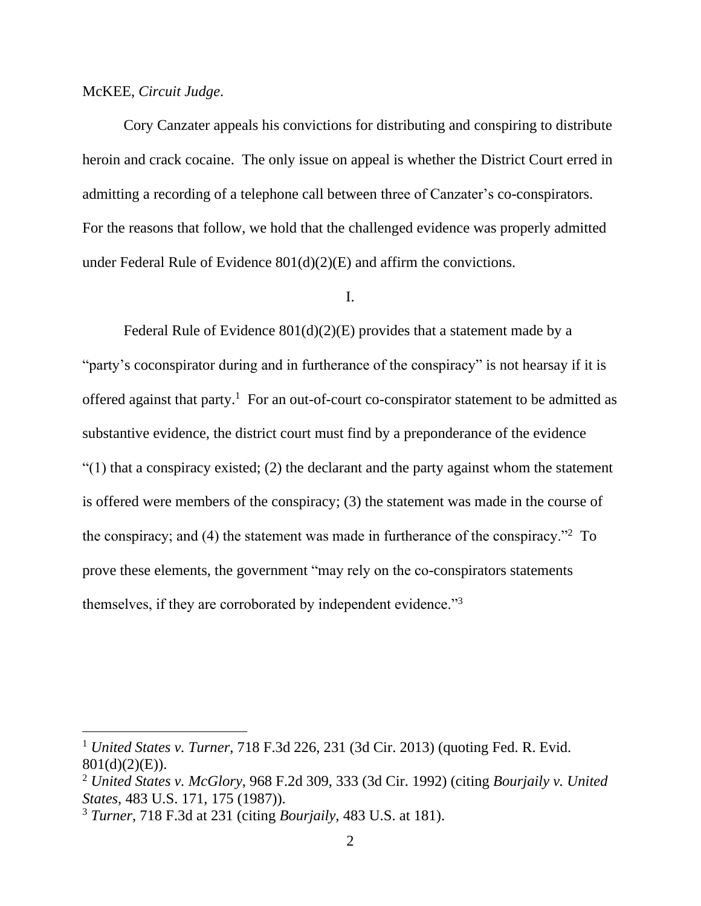McKEE, *Circuit Judge*.

Cory Canzater appeals his convictions for distributing and conspiring to distribute heroin and crack cocaine. The only issue on appeal is whether the District Court erred in admitting a recording of a telephone call between three of Canzater's co-conspirators. For the reasons that follow, we hold that the challenged evidence was properly admitted under Federal Rule of Evidence 801(d)(2)(E) and affirm the convictions.

I.

Federal Rule of Evidence 801(d)(2)(E) provides that a statement made by a "party's coconspirator during and in furtherance of the conspiracy" is not hearsay if it is offered against that party.[1] For an out-of-court co-conspirator statement to be admitted as substantive evidence, the district court must find by a preponderance of the evidence "(1) that a conspiracy existed; (2) the declarant and the party against whom the statement is offered were members of the conspiracy; (3) the statement was made in the course of the conspiracy; and (4) the statement was made in furtherance of the conspiracy."[2] To prove these elements, the government "may rely on the co-conspirators statements themselves, if they are corroborated by independent evidence."[3]

---

[1] *United States v. Turner*, 718 F.3d 226, 231 (3d Cir. 2013) (quoting Fed. R. Evid. 801(d)(2)(E)).

[2] *United States v. McGlory*, 968 F.2d 309, 333 (3d Cir. 1992) (citing *Bourjaily v. United States*, 483 U.S. 171, 175 (1987)).

[3] *Turner*, 718 F.3d at 231 (citing *Bourjaily*, 483 U.S. at 181).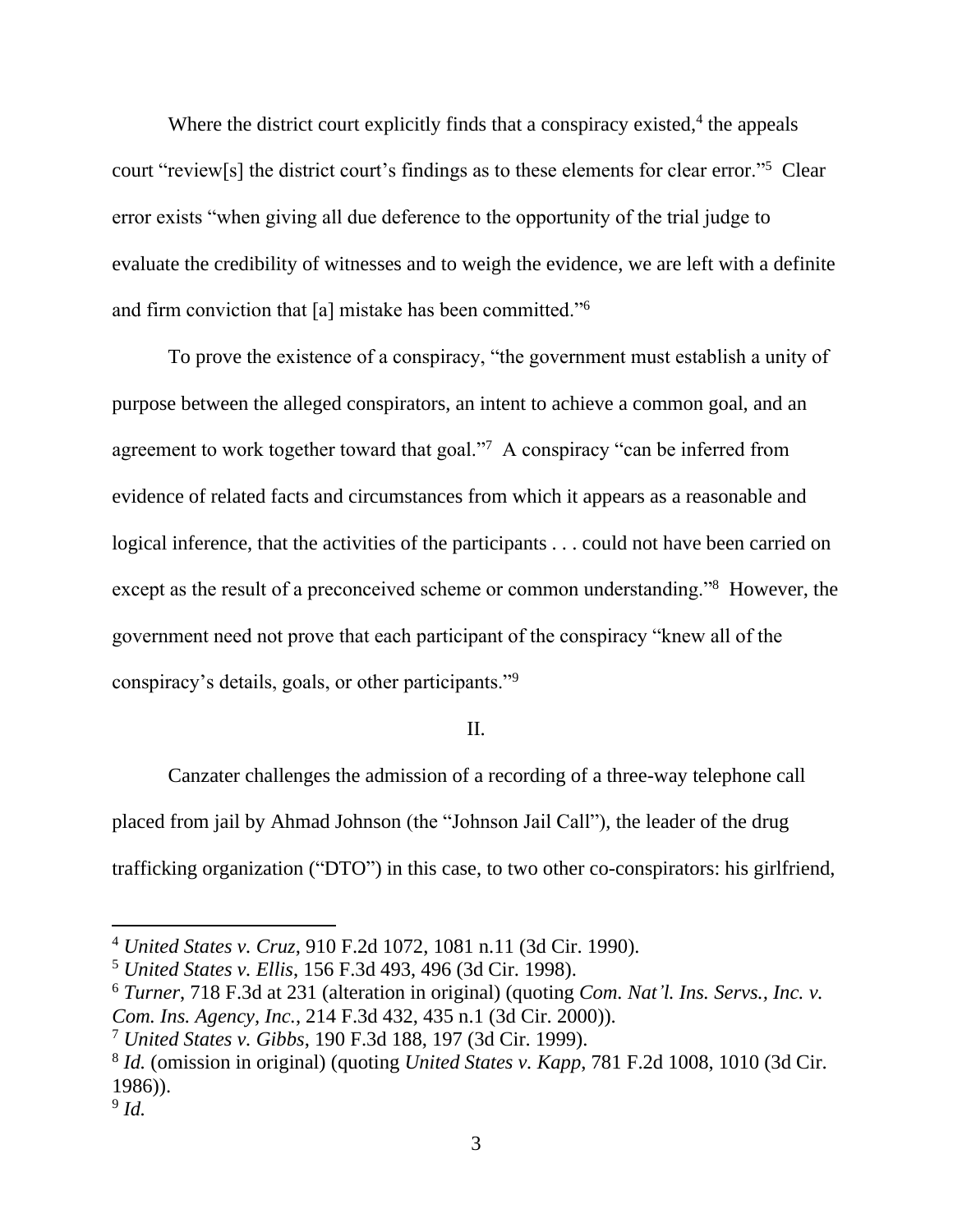Where the district court explicitly finds that a conspiracy existed,[4] the appeals court "review[s] the district court's findings as to these elements for clear error."[5] Clear error exists "when giving all due deference to the opportunity of the trial judge to evaluate the credibility of witnesses and to weigh the evidence, we are left with a definite and firm conviction that [a] mistake has been committed."[6]

To prove the existence of a conspiracy, "the government must establish a unity of purpose between the alleged conspirators, an intent to achieve a common goal, and an agreement to work together toward that goal."[7] A conspiracy "can be inferred from evidence of related facts and circumstances from which it appears as a reasonable and logical inference, that the activities of the participants . . . could not have been carried on except as the result of a preconceived scheme or common understanding."[8] However, the government need not prove that each participant of the conspiracy "knew all of the conspiracy's details, goals, or other participants."[9]

II.

Canzater challenges the admission of a recording of a three-way telephone call placed from jail by Ahmad Johnson (the "Johnson Jail Call"), the leader of the drug trafficking organization ("DTO") in this case, to two other co-conspirators: his girlfriend,

---

[4] *United States v. Cruz*, 910 F.2d 1072, 1081 n.11 (3d Cir. 1990).

[5] *United States v. Ellis*, 156 F.3d 493, 496 (3d Cir. 1998).

[6] *Turner*, 718 F.3d at 231 (alteration in original) (quoting *Com. Nat'l. Ins. Servs., Inc. v. Com. Ins. Agency, Inc.*, 214 F.3d 432, 435 n.1 (3d Cir. 2000)).

[7] *United States v. Gibbs*, 190 F.3d 188, 197 (3d Cir. 1999).

[8] *Id.* (omission in original) (quoting *United States v. Kapp*, 781 F.2d 1008, 1010 (3d Cir. 1986)).

[9] *Id.*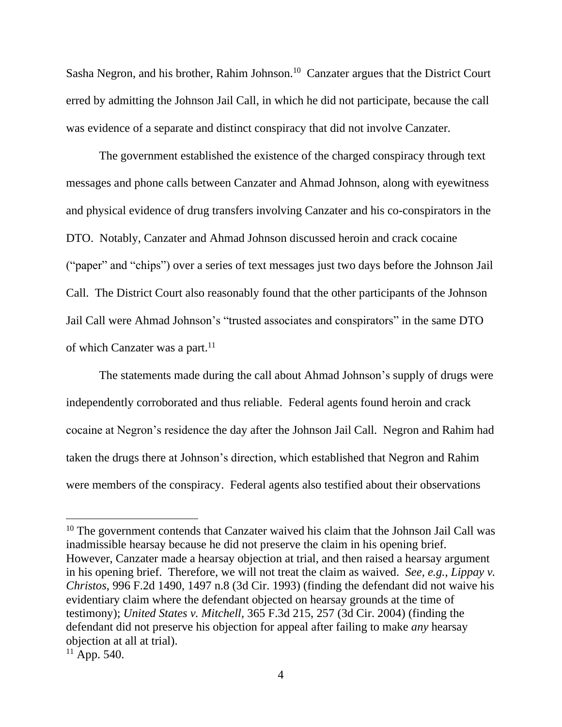Sasha Negron, and his brother, Rahim Johnson.[10] Canzater argues that the District Court erred by admitting the Johnson Jail Call, in which he did not participate, because the call was evidence of a separate and distinct conspiracy that did not involve Canzater.

The government established the existence of the charged conspiracy through text messages and phone calls between Canzater and Ahmad Johnson, along with eyewitness and physical evidence of drug transfers involving Canzater and his co-conspirators in the DTO. Notably, Canzater and Ahmad Johnson discussed heroin and crack cocaine ("paper" and "chips") over a series of text messages just two days before the Johnson Jail Call. The District Court also reasonably found that the other participants of the Johnson Jail Call were Ahmad Johnson's "trusted associates and conspirators" in the same DTO of which Canzater was a part.[11]

The statements made during the call about Ahmad Johnson's supply of drugs were independently corroborated and thus reliable. Federal agents found heroin and crack cocaine at Negron's residence the day after the Johnson Jail Call. Negron and Rahim had taken the drugs there at Johnson's direction, which established that Negron and Rahim were members of the conspiracy. Federal agents also testified about their observations

---

[10] The government contends that Canzater waived his claim that the Johnson Jail Call was inadmissible hearsay because he did not preserve the claim in his opening brief. However, Canzater made a hearsay objection at trial, and then raised a hearsay argument in his opening brief. Therefore, we will not treat the claim as waived. *See, e.g.*, *Lippay v. Christos*, 996 F.2d 1490, 1497 n.8 (3d Cir. 1993) (finding the defendant did not waive his evidentiary claim where the defendant objected on hearsay grounds at the time of testimony); *United States v. Mitchell*, 365 F.3d 215, 257 (3d Cir. 2004) (finding the defendant did not preserve his objection for appeal after failing to make *any* hearsay objection at all at trial).

[11] App. 540.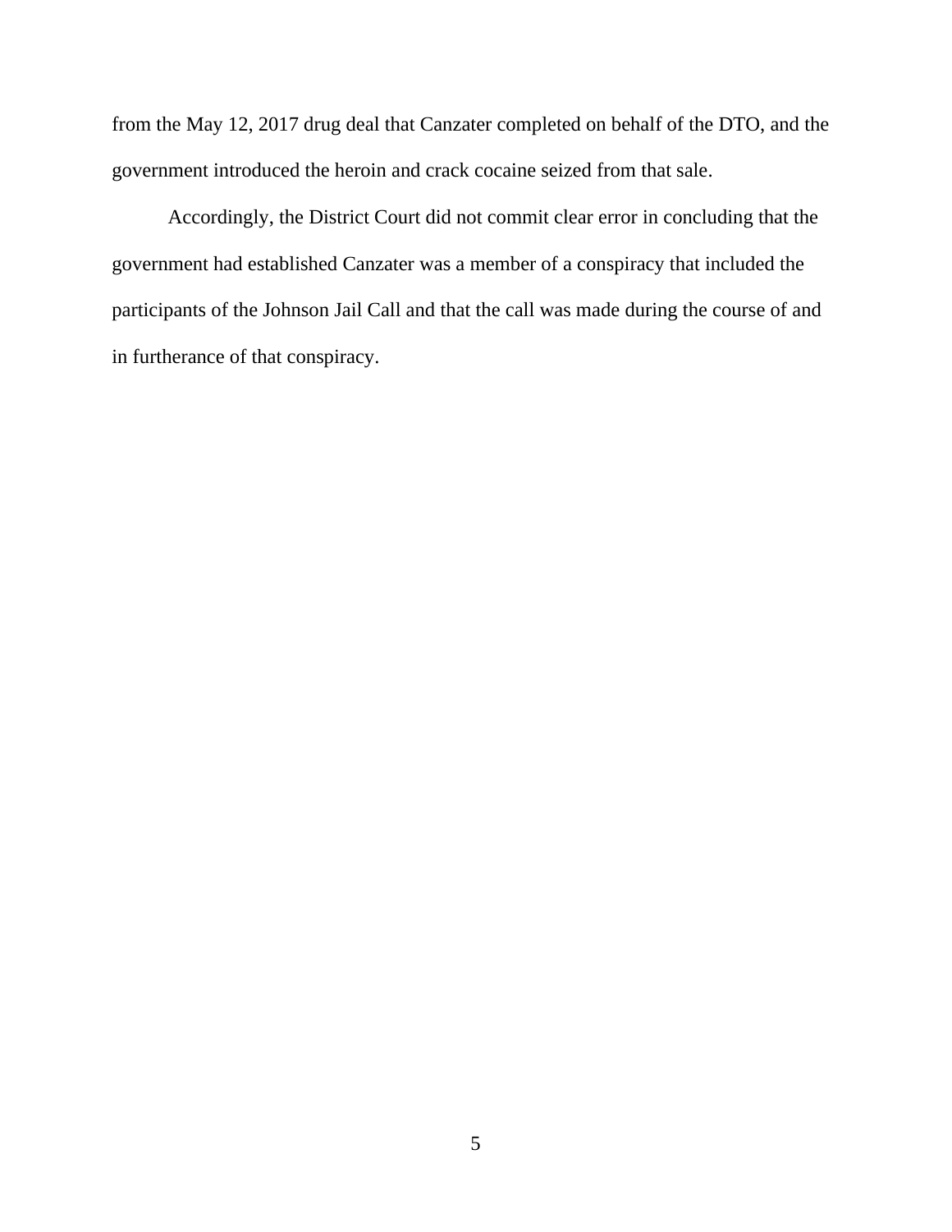from the May 12, 2017 drug deal that Canzater completed on behalf of the DTO, and the government introduced the heroin and crack cocaine seized from that sale.

Accordingly, the District Court did not commit clear error in concluding that the government had established Canzater was a member of a conspiracy that included the participants of the Johnson Jail Call and that the call was made during the course of and in furtherance of that conspiracy.